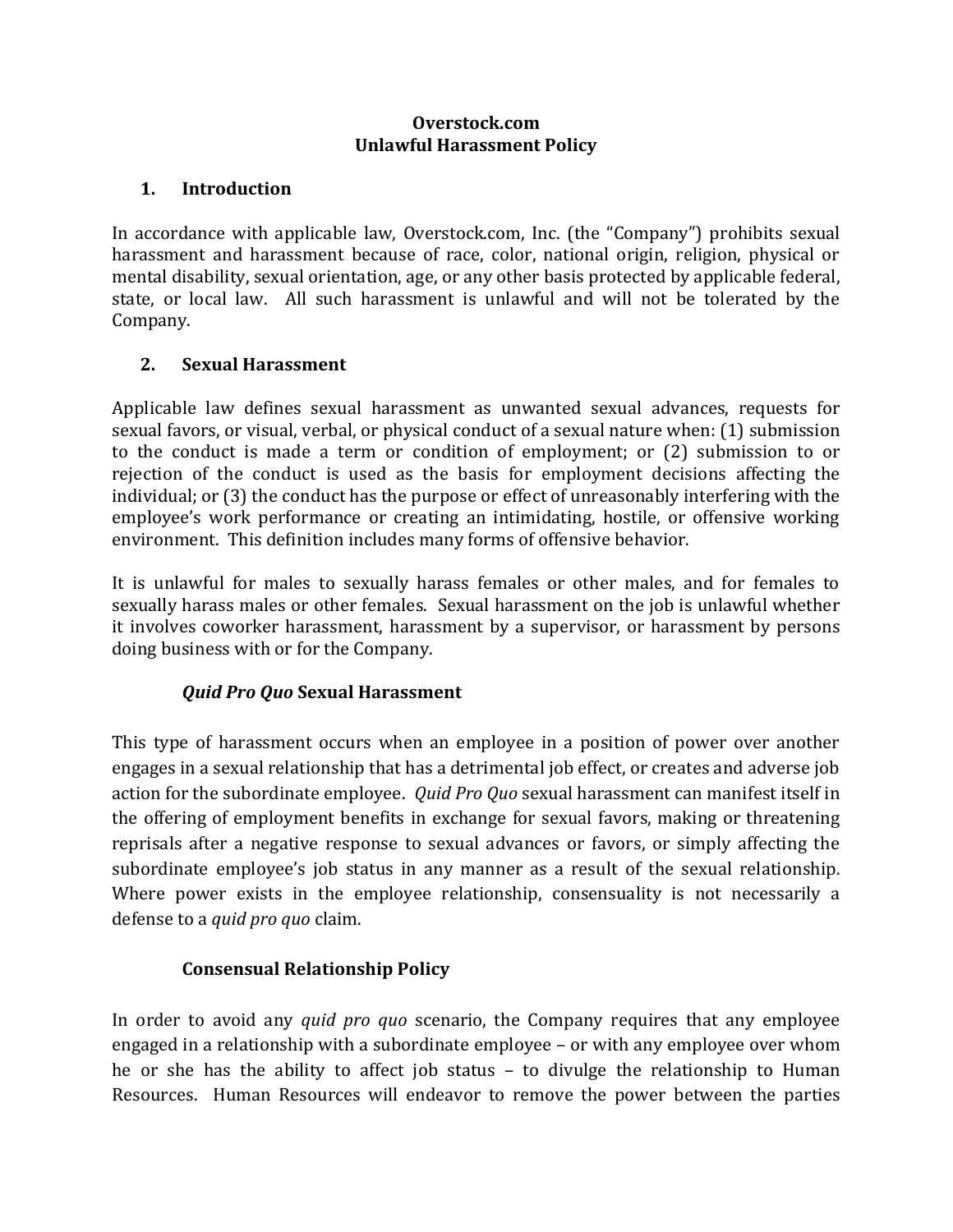**Overstock.com**
**Unlawful Harassment Policy**

## 1. Introduction

In accordance with applicable law, Overstock.com, Inc. (the "Company") prohibits sexual harassment and harassment because of race, color, national origin, religion, physical or mental disability, sexual orientation, age, or any other basis protected by applicable federal, state, or local law. All such harassment is unlawful and will not be tolerated by the Company.

## 2. Sexual Harassment

Applicable law defines sexual harassment as unwanted sexual advances, requests for sexual favors, or visual, verbal, or physical conduct of a sexual nature when: (1) submission to the conduct is made a term or condition of employment; or (2) submission to or rejection of the conduct is used as the basis for employment decisions affecting the individual; or (3) the conduct has the purpose or effect of unreasonably interfering with the employee's work performance or creating an intimidating, hostile, or offensive working environment. This definition includes many forms of offensive behavior.

It is unlawful for males to sexually harass females or other males, and for females to sexually harass males or other females. Sexual harassment on the job is unlawful whether it involves coworker harassment, harassment by a supervisor, or harassment by persons doing business with or for the Company.

### *Quid Pro Quo* Sexual Harassment

This type of harassment occurs when an employee in a position of power over another engages in a sexual relationship that has a detrimental job effect, or creates and adverse job action for the subordinate employee. *Quid Pro Quo* sexual harassment can manifest itself in the offering of employment benefits in exchange for sexual favors, making or threatening reprisals after a negative response to sexual advances or favors, or simply affecting the subordinate employee's job status in any manner as a result of the sexual relationship. Where power exists in the employee relationship, consensuality is not necessarily a defense to a *quid pro quo* claim.

### Consensual Relationship Policy

In order to avoid any *quid pro quo* scenario, the Company requires that any employee engaged in a relationship with a subordinate employee – or with any employee over whom he or she has the ability to affect job status – to divulge the relationship to Human Resources. Human Resources will endeavor to remove the power between the parties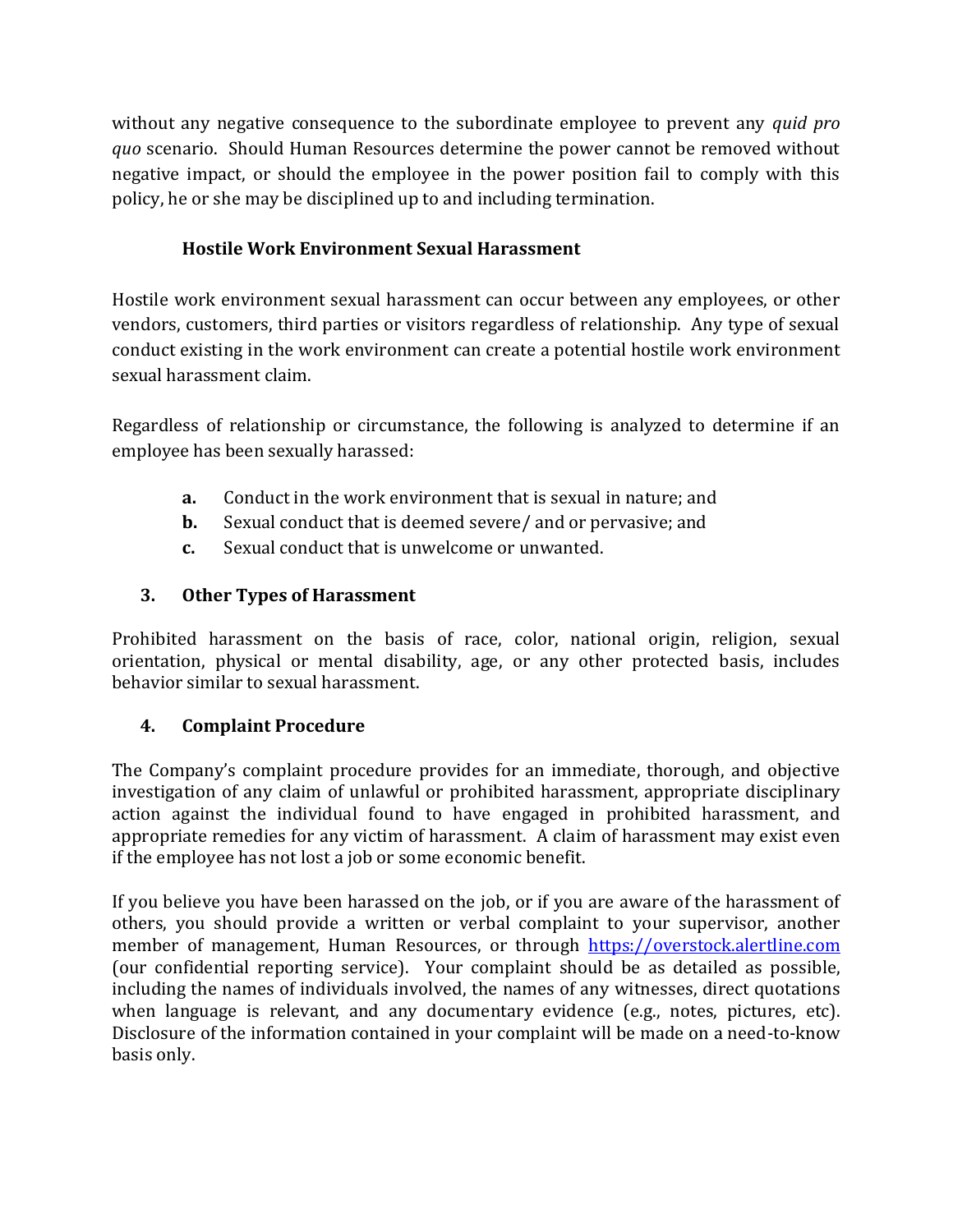without any negative consequence to the subordinate employee to prevent any *quid pro quo* scenario. Should Human Resources determine the power cannot be removed without negative impact, or should the employee in the power position fail to comply with this policy, he or she may be disciplined up to and including termination.

### Hostile Work Environment Sexual Harassment

Hostile work environment sexual harassment can occur between any employees, or other vendors, customers, third parties or visitors regardless of relationship. Any type of sexual conduct existing in the work environment can create a potential hostile work environment sexual harassment claim.

Regardless of relationship or circumstance, the following is analyzed to determine if an employee has been sexually harassed:

- **a.** Conduct in the work environment that is sexual in nature; and
- **b.** Sexual conduct that is deemed severe/ and or pervasive; and
- **c.** Sexual conduct that is unwelcome or unwanted.

## 3. Other Types of Harassment

Prohibited harassment on the basis of race, color, national origin, religion, sexual orientation, physical or mental disability, age, or any other protected basis, includes behavior similar to sexual harassment.

## 4. Complaint Procedure

The Company's complaint procedure provides for an immediate, thorough, and objective investigation of any claim of unlawful or prohibited harassment, appropriate disciplinary action against the individual found to have engaged in prohibited harassment, and appropriate remedies for any victim of harassment. A claim of harassment may exist even if the employee has not lost a job or some economic benefit.

If you believe you have been harassed on the job, or if you are aware of the harassment of others, you should provide a written or verbal complaint to your supervisor, another member of management, Human Resources, or through https://overstock.alertline.com (our confidential reporting service). Your complaint should be as detailed as possible, including the names of individuals involved, the names of any witnesses, direct quotations when language is relevant, and any documentary evidence (e.g., notes, pictures, etc). Disclosure of the information contained in your complaint will be made on a need-to-know basis only.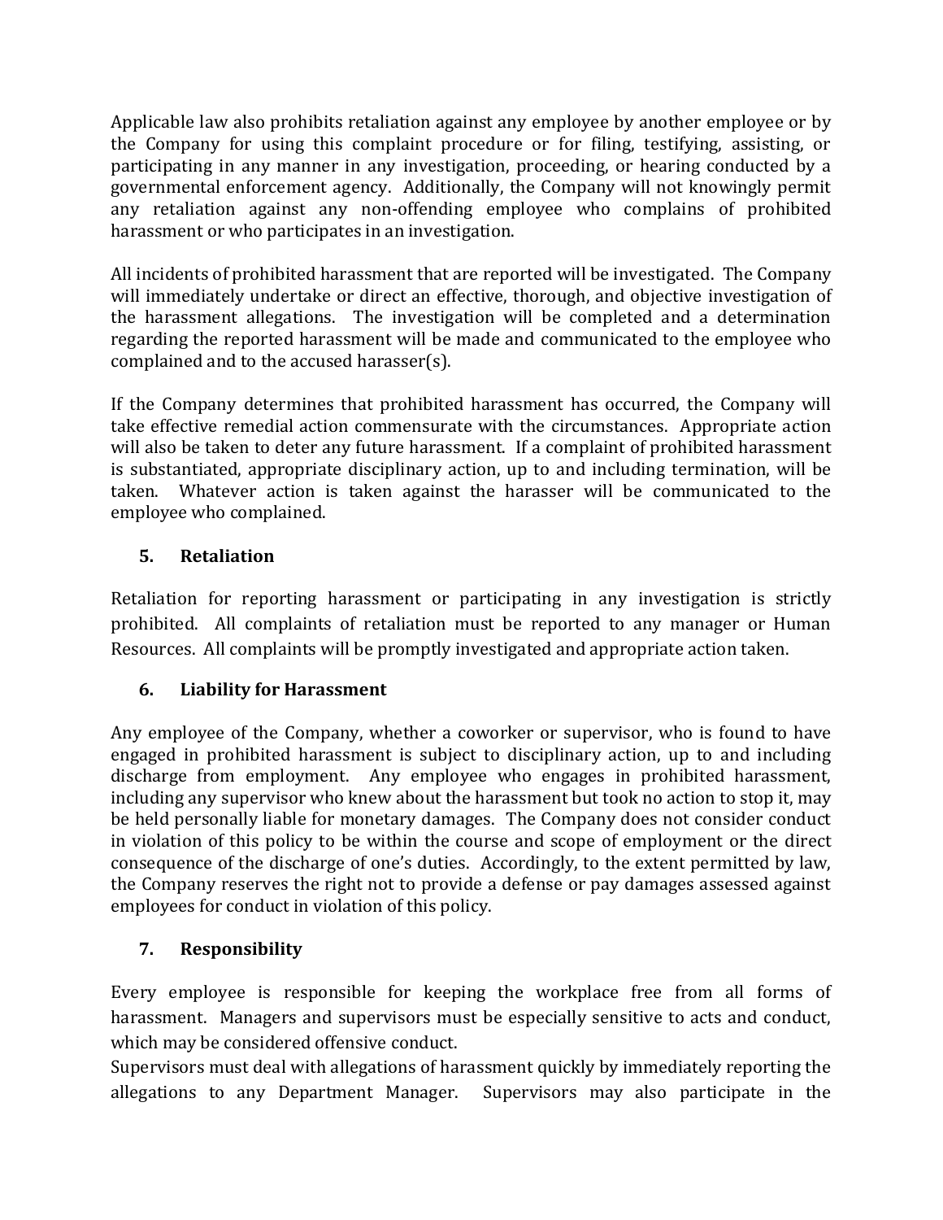Applicable law also prohibits retaliation against any employee by another employee or by the Company for using this complaint procedure or for filing, testifying, assisting, or participating in any manner in any investigation, proceeding, or hearing conducted by a governmental enforcement agency. Additionally, the Company will not knowingly permit any retaliation against any non-offending employee who complains of prohibited harassment or who participates in an investigation.

All incidents of prohibited harassment that are reported will be investigated. The Company will immediately undertake or direct an effective, thorough, and objective investigation of the harassment allegations. The investigation will be completed and a determination regarding the reported harassment will be made and communicated to the employee who complained and to the accused harasser(s).

If the Company determines that prohibited harassment has occurred, the Company will take effective remedial action commensurate with the circumstances. Appropriate action will also be taken to deter any future harassment. If a complaint of prohibited harassment is substantiated, appropriate disciplinary action, up to and including termination, will be taken. Whatever action is taken against the harasser will be communicated to the employee who complained.

## 5. Retaliation

Retaliation for reporting harassment or participating in any investigation is strictly prohibited. All complaints of retaliation must be reported to any manager or Human Resources. All complaints will be promptly investigated and appropriate action taken.

## 6. Liability for Harassment

Any employee of the Company, whether a coworker or supervisor, who is found to have engaged in prohibited harassment is subject to disciplinary action, up to and including discharge from employment. Any employee who engages in prohibited harassment, including any supervisor who knew about the harassment but took no action to stop it, may be held personally liable for monetary damages. The Company does not consider conduct in violation of this policy to be within the course and scope of employment or the direct consequence of the discharge of one's duties. Accordingly, to the extent permitted by law, the Company reserves the right not to provide a defense or pay damages assessed against employees for conduct in violation of this policy.

## 7. Responsibility

Every employee is responsible for keeping the workplace free from all forms of harassment. Managers and supervisors must be especially sensitive to acts and conduct, which may be considered offensive conduct.

Supervisors must deal with allegations of harassment quickly by immediately reporting the allegations to any Department Manager. Supervisors may also participate in the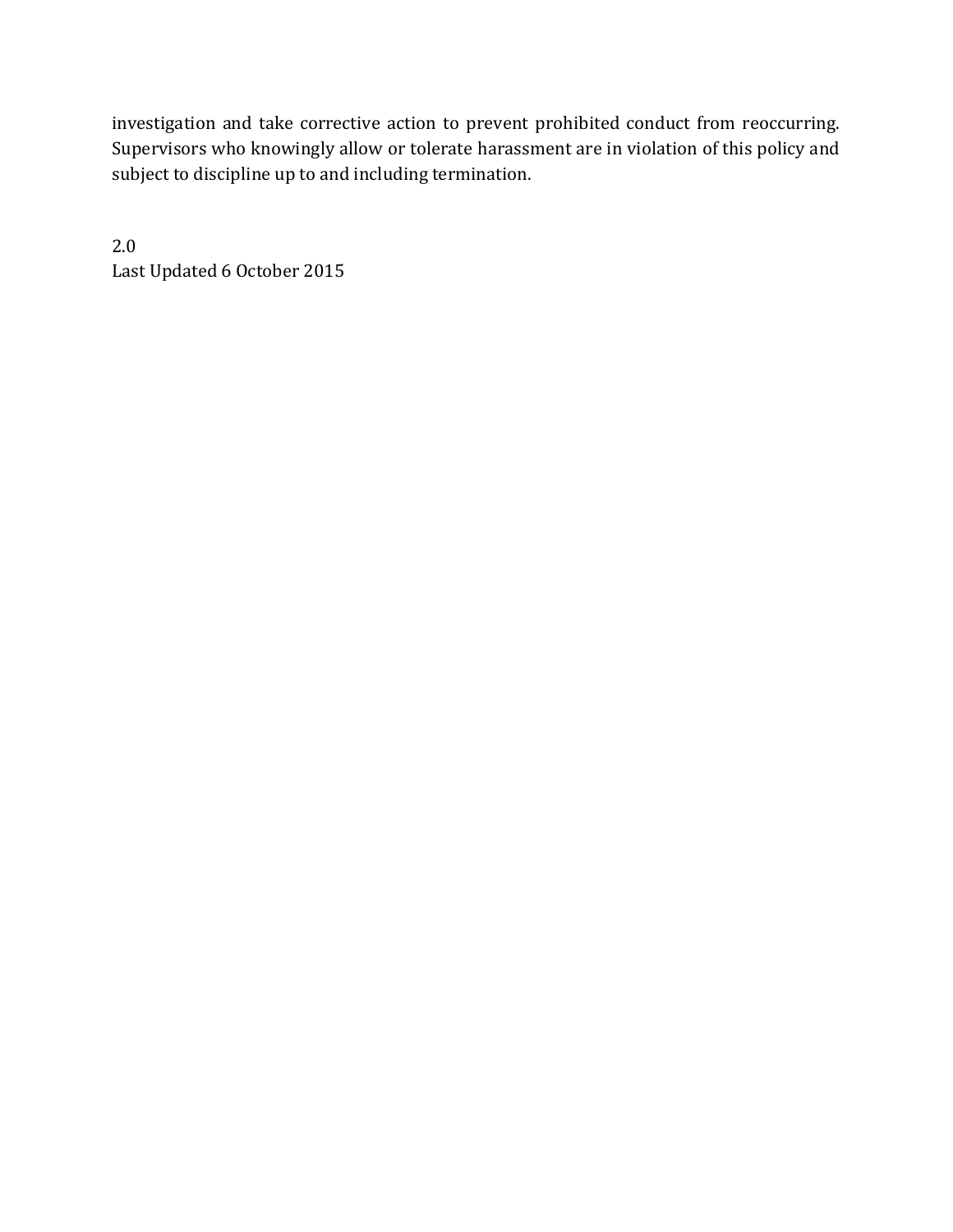investigation and take corrective action to prevent prohibited conduct from reoccurring. Supervisors who knowingly allow or tolerate harassment are in violation of this policy and subject to discipline up to and including termination.

2.0
Last Updated 6 October 2015